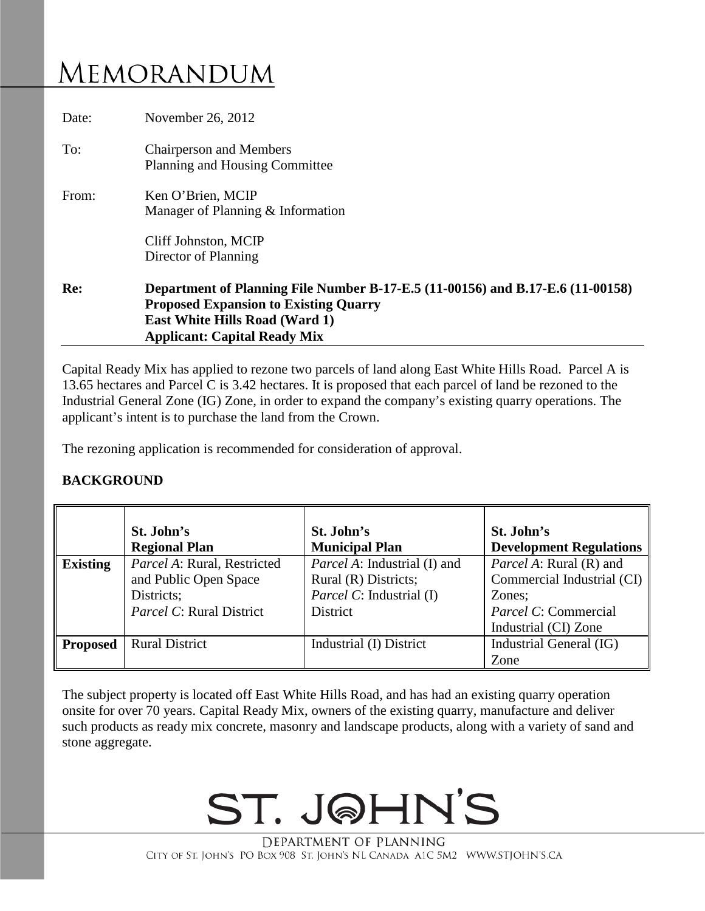# MEMORANDUM

Date: November 26, 2012

To: Chairperson and Members
Planning and Housing Committee

From: Ken O'Brien, MCIP
Manager of Planning & Information

Cliff Johnston, MCIP
Director of Planning

**Re: Department of Planning File Number B-17-E.5 (11-00156) and B.17-E.6 (11-00158)**
**Proposed Expansion to Existing Quarry**
**East White Hills Road (Ward 1)**
**Applicant: Capital Ready Mix**

Capital Ready Mix has applied to rezone two parcels of land along East White Hills Road. Parcel A is 13.65 hectares and Parcel C is 3.42 hectares. It is proposed that each parcel of land be rezoned to the Industrial General Zone (IG) Zone, in order to expand the company's existing quarry operations. The applicant's intent is to purchase the land from the Crown.

The rezoning application is recommended for consideration of approval.

**BACKGROUND**

| | St. John's Regional Plan | St. John's Municipal Plan | St. John's Development Regulations |
|---|---|---|---|
| **Existing** | *Parcel A*: Rural, Restricted and Public Open Space Districts; *Parcel C*: Rural District | *Parcel A*: Industrial (I) and Rural (R) Districts; *Parcel C*: Industrial (I) District | *Parcel A*: Rural (R) and Commercial Industrial (CI) Zones; *Parcel C*: Commercial Industrial (CI) Zone |
| **Proposed** | Rural District | Industrial (I) District | Industrial General (IG) Zone |

The subject property is located off East White Hills Road, and has had an existing quarry operation onsite for over 70 years. Capital Ready Mix, owners of the existing quarry, manufacture and deliver such products as ready mix concrete, masonry and landscape products, along with a variety of sand and stone aggregate.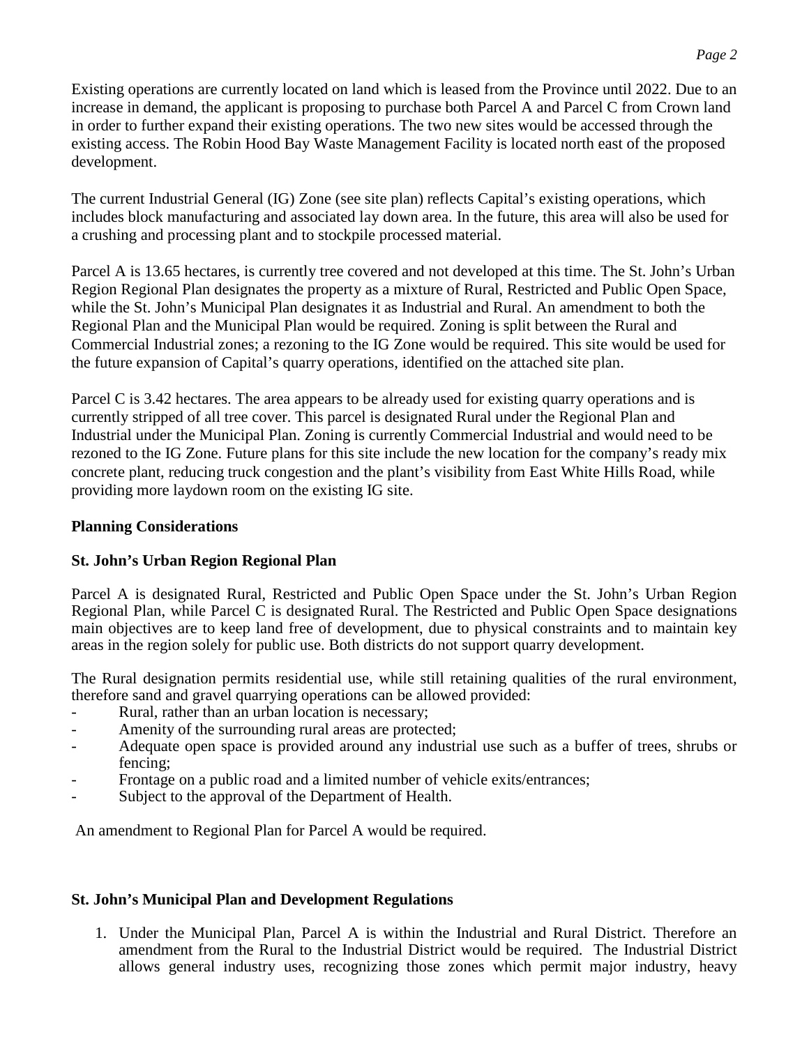Existing operations are currently located on land which is leased from the Province until 2022. Due to an increase in demand, the applicant is proposing to purchase both Parcel A and Parcel C from Crown land in order to further expand their existing operations. The two new sites would be accessed through the existing access. The Robin Hood Bay Waste Management Facility is located north east of the proposed development.

The current Industrial General (IG) Zone (see site plan) reflects Capital's existing operations, which includes block manufacturing and associated lay down area. In the future, this area will also be used for a crushing and processing plant and to stockpile processed material.

Parcel A is 13.65 hectares, is currently tree covered and not developed at this time. The St. John's Urban Region Regional Plan designates the property as a mixture of Rural, Restricted and Public Open Space, while the St. John's Municipal Plan designates it as Industrial and Rural. An amendment to both the Regional Plan and the Municipal Plan would be required. Zoning is split between the Rural and Commercial Industrial zones; a rezoning to the IG Zone would be required. This site would be used for the future expansion of Capital's quarry operations, identified on the attached site plan.

Parcel C is 3.42 hectares. The area appears to be already used for existing quarry operations and is currently stripped of all tree cover. This parcel is designated Rural under the Regional Plan and Industrial under the Municipal Plan. Zoning is currently Commercial Industrial and would need to be rezoned to the IG Zone. Future plans for this site include the new location for the company's ready mix concrete plant, reducing truck congestion and the plant's visibility from East White Hills Road, while providing more laydown room on the existing IG site.

**Planning Considerations**

**St. John's Urban Region Regional Plan**

Parcel A is designated Rural, Restricted and Public Open Space under the St. John's Urban Region Regional Plan, while Parcel C is designated Rural. The Restricted and Public Open Space designations main objectives are to keep land free of development, due to physical constraints and to maintain key areas in the region solely for public use. Both districts do not support quarry development.

The Rural designation permits residential use, while still retaining qualities of the rural environment, therefore sand and gravel quarrying operations can be allowed provided:

- Rural, rather than an urban location is necessary;
- Amenity of the surrounding rural areas are protected;
- Adequate open space is provided around any industrial use such as a buffer of trees, shrubs or fencing;
- Frontage on a public road and a limited number of vehicle exits/entrances;
- Subject to the approval of the Department of Health.

An amendment to Regional Plan for Parcel A would be required.

**St. John's Municipal Plan and Development Regulations**

1. Under the Municipal Plan, Parcel A is within the Industrial and Rural District. Therefore an amendment from the Rural to the Industrial District would be required. The Industrial District allows general industry uses, recognizing those zones which permit major industry, heavy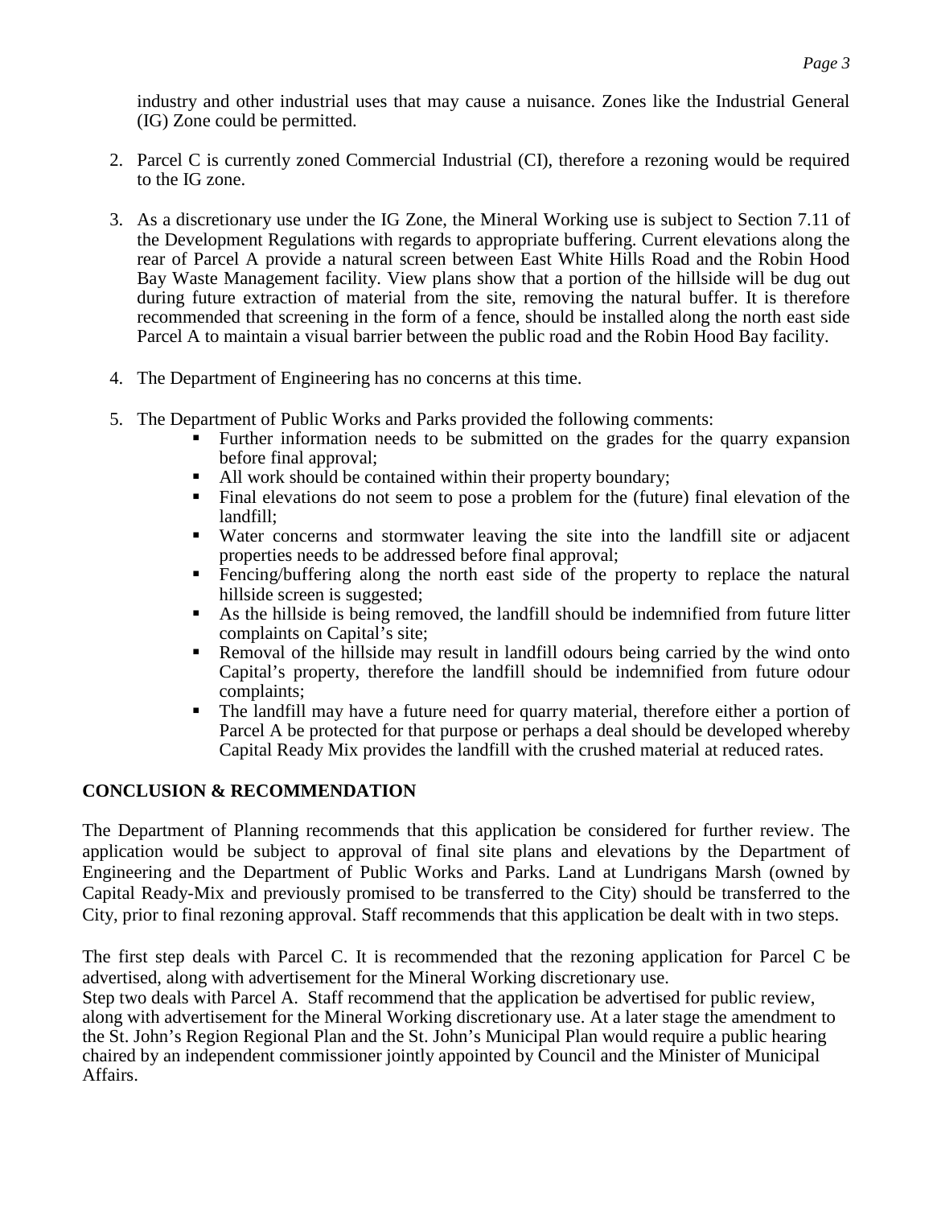industry and other industrial uses that may cause a nuisance. Zones like the Industrial General (IG) Zone could be permitted.

2. Parcel C is currently zoned Commercial Industrial (CI), therefore a rezoning would be required to the IG zone.

3. As a discretionary use under the IG Zone, the Mineral Working use is subject to Section 7.11 of the Development Regulations with regards to appropriate buffering. Current elevations along the rear of Parcel A provide a natural screen between East White Hills Road and the Robin Hood Bay Waste Management facility. View plans show that a portion of the hillside will be dug out during future extraction of material from the site, removing the natural buffer. It is therefore recommended that screening in the form of a fence, should be installed along the north east side Parcel A to maintain a visual barrier between the public road and the Robin Hood Bay facility.

4. The Department of Engineering has no concerns at this time.

5. The Department of Public Works and Parks provided the following comments:
   - Further information needs to be submitted on the grades for the quarry expansion before final approval;
   - All work should be contained within their property boundary;
   - Final elevations do not seem to pose a problem for the (future) final elevation of the landfill;
   - Water concerns and stormwater leaving the site into the landfill site or adjacent properties needs to be addressed before final approval;
   - Fencing/buffering along the north east side of the property to replace the natural hillside screen is suggested;
   - As the hillside is being removed, the landfill should be indemnified from future litter complaints on Capital's site;
   - Removal of the hillside may result in landfill odours being carried by the wind onto Capital's property, therefore the landfill should be indemnified from future odour complaints;
   - The landfill may have a future need for quarry material, therefore either a portion of Parcel A be protected for that purpose or perhaps a deal should be developed whereby Capital Ready Mix provides the landfill with the crushed material at reduced rates.

## CONCLUSION & RECOMMENDATION

The Department of Planning recommends that this application be considered for further review. The application would be subject to approval of final site plans and elevations by the Department of Engineering and the Department of Public Works and Parks. Land at Lundrigans Marsh (owned by Capital Ready-Mix and previously promised to be transferred to the City) should be transferred to the City, prior to final rezoning approval. Staff recommends that this application be dealt with in two steps.

The first step deals with Parcel C. It is recommended that the rezoning application for Parcel C be advertised, along with advertisement for the Mineral Working discretionary use.
Step two deals with Parcel A. Staff recommend that the application be advertised for public review, along with advertisement for the Mineral Working discretionary use. At a later stage the amendment to the St. John's Region Regional Plan and the St. John's Municipal Plan would require a public hearing chaired by an independent commissioner jointly appointed by Council and the Minister of Municipal Affairs.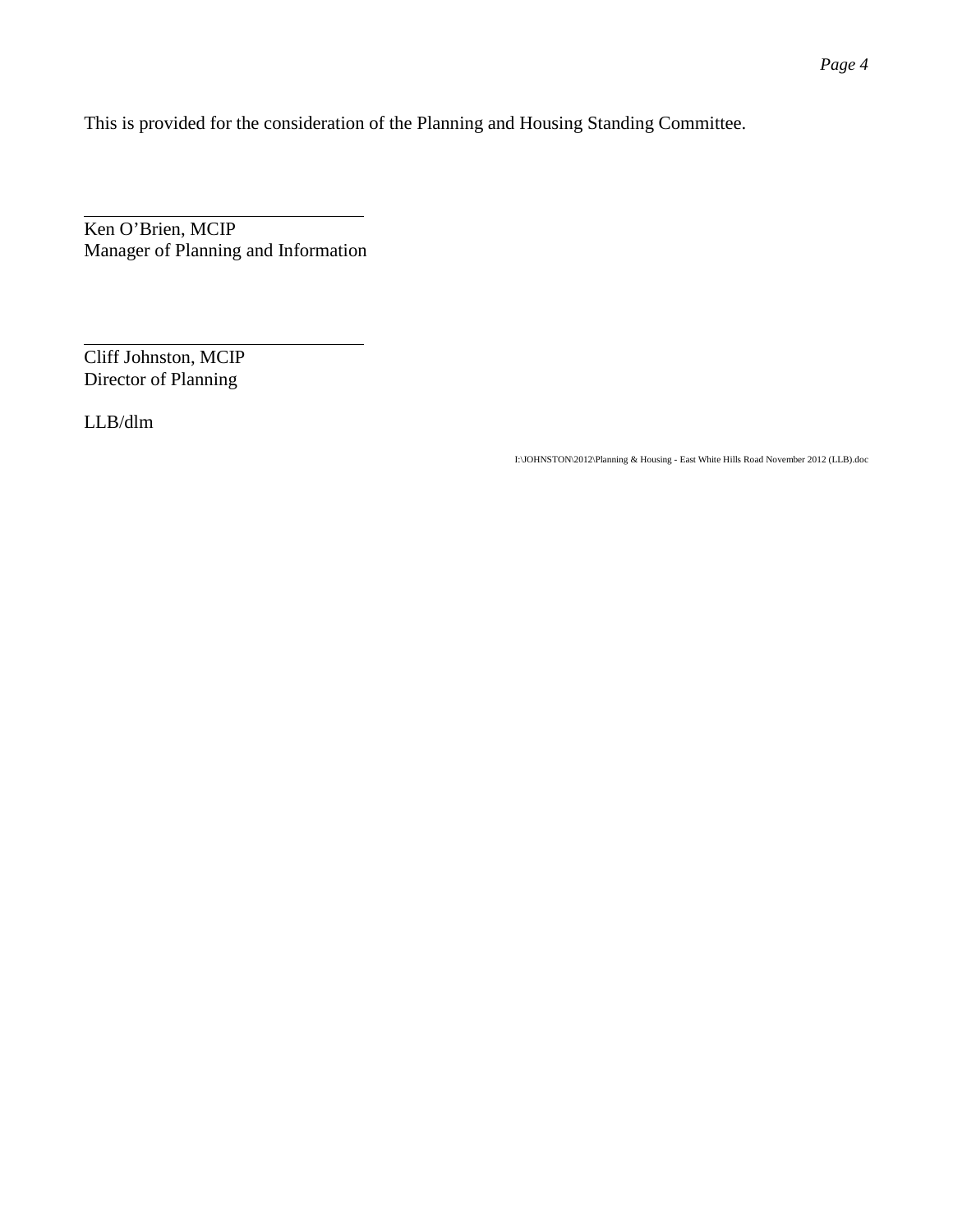This is provided for the consideration of the Planning and Housing Standing Committee.

\_\_\_\_\_\_\_\_\_\_\_\_\_\_\_\_\_\_\_\_\_\_\_\_\_\_\_\_\_\_\_\_
Ken O'Brien, MCIP
Manager of Planning and Information

\_\_\_\_\_\_\_\_\_\_\_\_\_\_\_\_\_\_\_\_\_\_\_\_\_\_\_\_\_\_\_\_
Cliff Johnston, MCIP
Director of Planning

LLB/dlm

I:\JOHNSTON\2012\Planning & Housing - East White Hills Road November 2012 (LLB).doc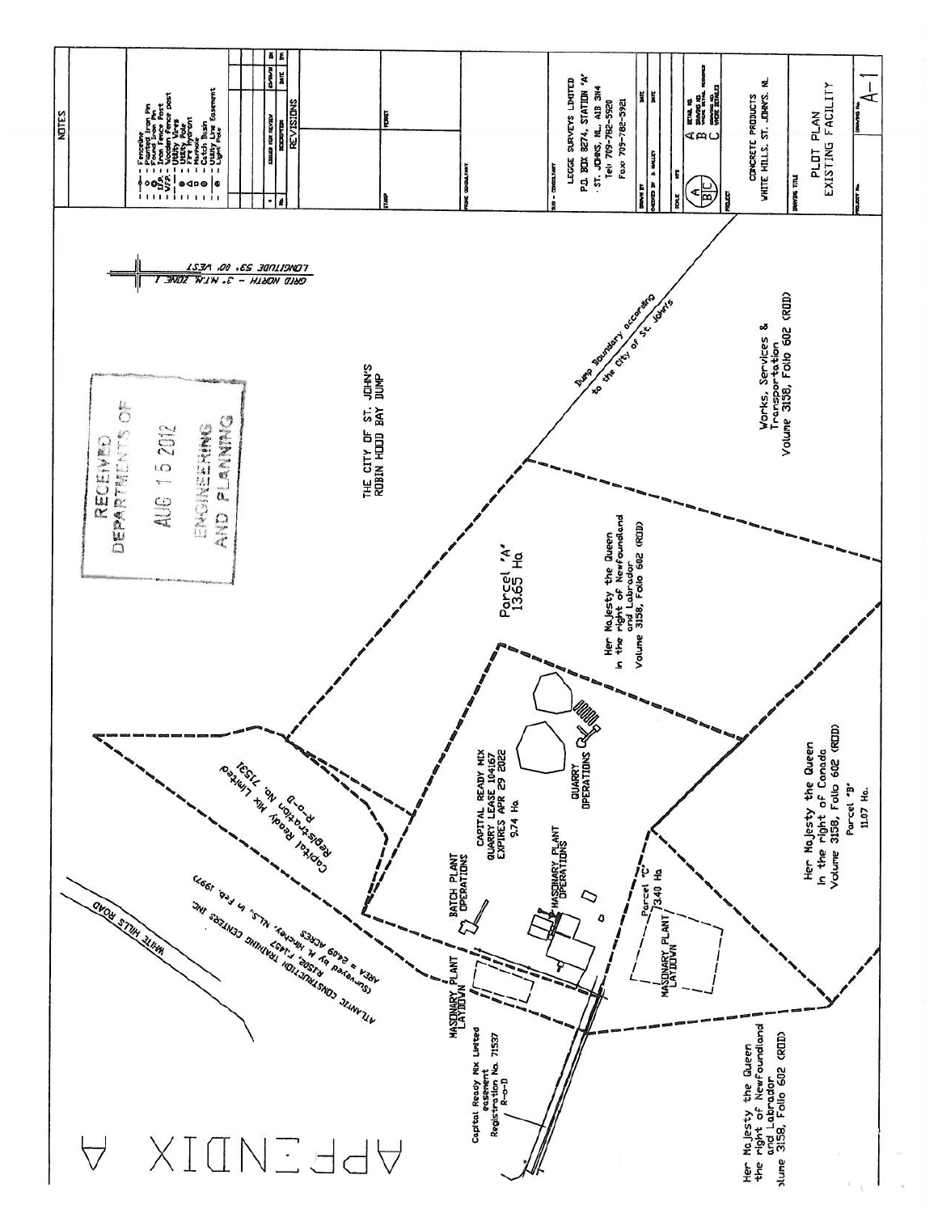# APPENDIX A

RECEIVED
DEPARTMENTS OF
AUG 15 2012
ENGINEERING
AND PLANNING

GRID NORTH - 3° M.T.M. ZONE 1
LONGITUDE 53° 00' WEST

THE CITY OF ST. JOHN'S
ROBIN HOOD BAY DUMP

Dump Boundary according to the City of St. John's

Works, Services & Transportation
Volume 3158, Folio 602 (ROD)

Parcel 'A'
13.65 Ha

Her Majesty the Queen
in the right of Newfoundland and Labrador
Volume 3158, Folio 602 (ROD)

CAPITAL READY MIX
QUARRY LEASE 104167
EXPIRES APR 29 2022
9.74 Ha

QUARRY OPERATIONS

BATCH PLANT OPERATIONS

MASONARY PLANT OPERATIONS

MASONARY PLANT LAYDOWN

Parcel 'C'
3.40 Ha

MASONARY PLANT LAYDOWN

Her Majesty the Queen
in the right of Canada
Volume 3158, Folio 602 (ROD)
Parcel 'B'
11.07 Ha

Capital Ready Mix Limited
Registration No. 71531
R-o-D

ATLANTIC CONSTRUCTION TRAINING CENTERS INC.
AREA = 24.09 ACRES
(Surveyed by M. Hickey, N.L.S. in Feb. 1997)
R1502, F1457

WHITE HILLS ROAD

Capital Ready Mix Limited
easement
Registration No. 71537
R-o-D

Her Majesty the Queen
the right of Newfoundland and Labrador
Volume 3158, Folio 602 (ROD)

NOTES

- Fenceline
- Planted Iron Pin
- Found Iron Pin
- I.F.P. - Iron Fence Post
- W.F.P. - Wooden Fence Post
- Utility Wires
- Utility Pole
- Fire Hydrant
- Manhole
- Catch Basin
- Utility Line Easement
- Light Pole

REVISIONS

LEGGE SURVEYS LIMITED
P.O. BOX 8274, STATION 'A'
ST. JOHN'S, NL. A1B 3N4
Tel: 709-782-5920
Fax: 709-782-5921

CHECKED BY: D. HALLEY

PROJECT: CONCRETE PRODUCTS
WHITE HILLS, ST. JOHN'S, NL

DRAWING TITLE: PLOT PLAN
EXISTING FACILITY

DRAWING No. A-1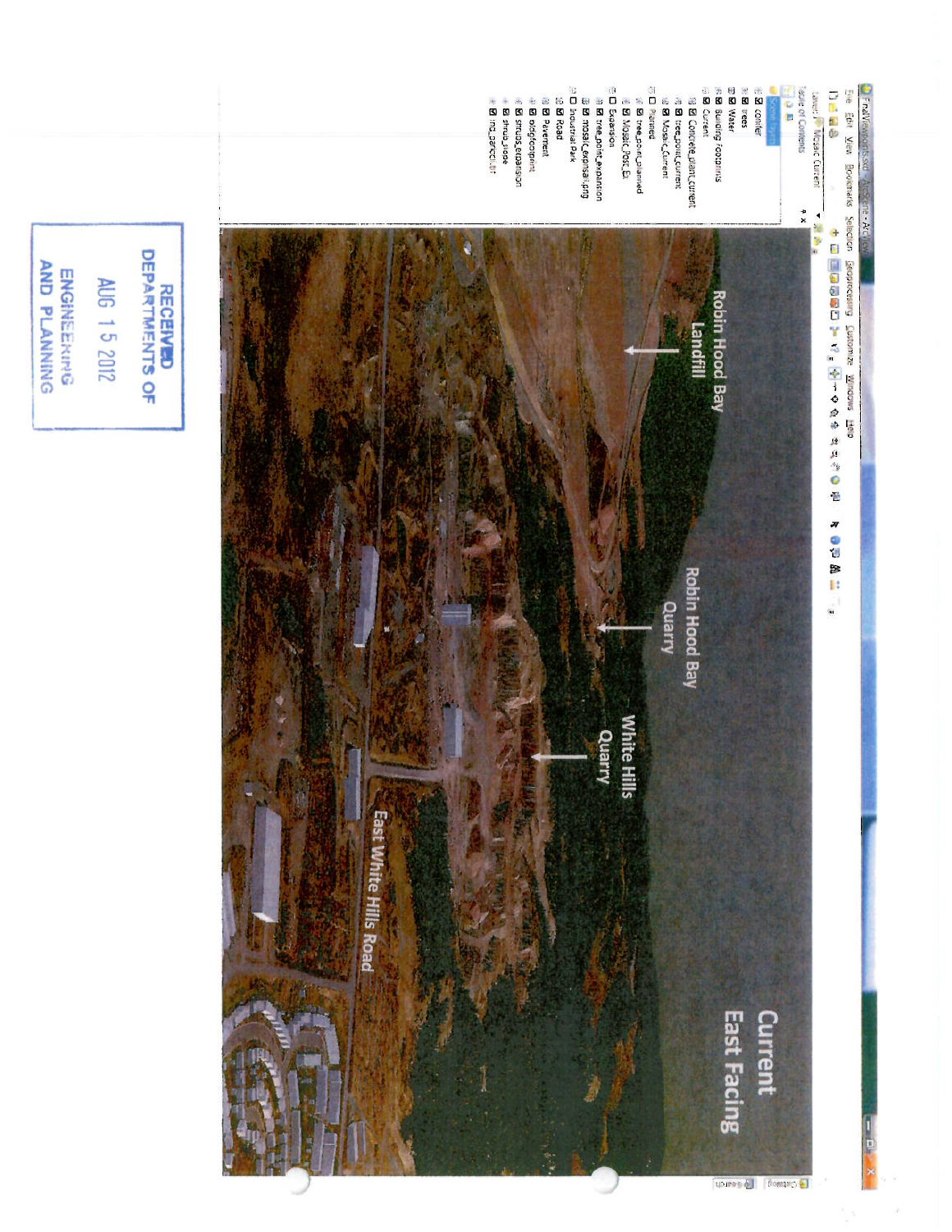FinalViewpoints.sxd - ArcScene - ArcView

File Edit View Bookmarks Selection Geoprocessing Customize Windows Help

Layer: Mosaic_Current

Table of Contents

- Scene layers
  - conifer
  - trees
  - Water
  - Building Footprints
  - Current
    - Concrete_plant_current
    - tree_point_current
    - Mosaic_Current
  - Planned
    - tree_point_planned
    - Mosaic_Post_Ex
  - Expansion
    - tree_point_expansion
    - mosaic_expansion.png
  - Industrial Park
    - Road
    - Pavement
    - bldgfootprint
    - shrubs_expansion
    - shrub_slope
    - ind_parcel.lyr

Robin Hood Bay Landfill

Robin Hood Bay Quarry

White Hills Quarry

East White Hills Road

Current

East Facing

RECEIVED
DEPARTMENTS OF

AUG 15 2012

ENGINEERING
AND PLANNING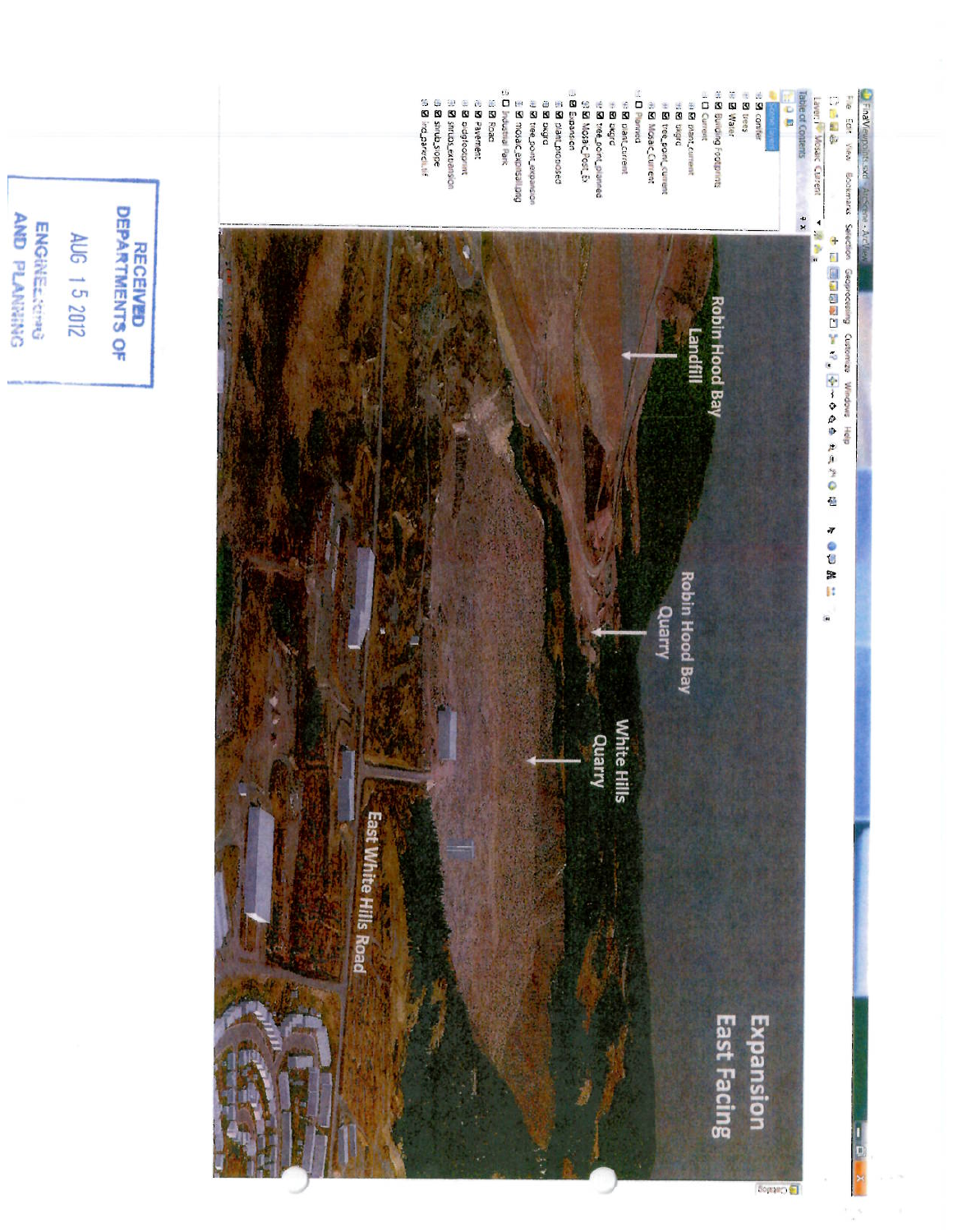Expansion
East Facing

Robin Hood Bay
Landfill

Robin Hood Bay
Quarry

White Hills
Quarry

East White Hills Road

RECEIVED
DEPARTMENTS OF
AUG 15 2012
ENGINEERING
AND PLANNING